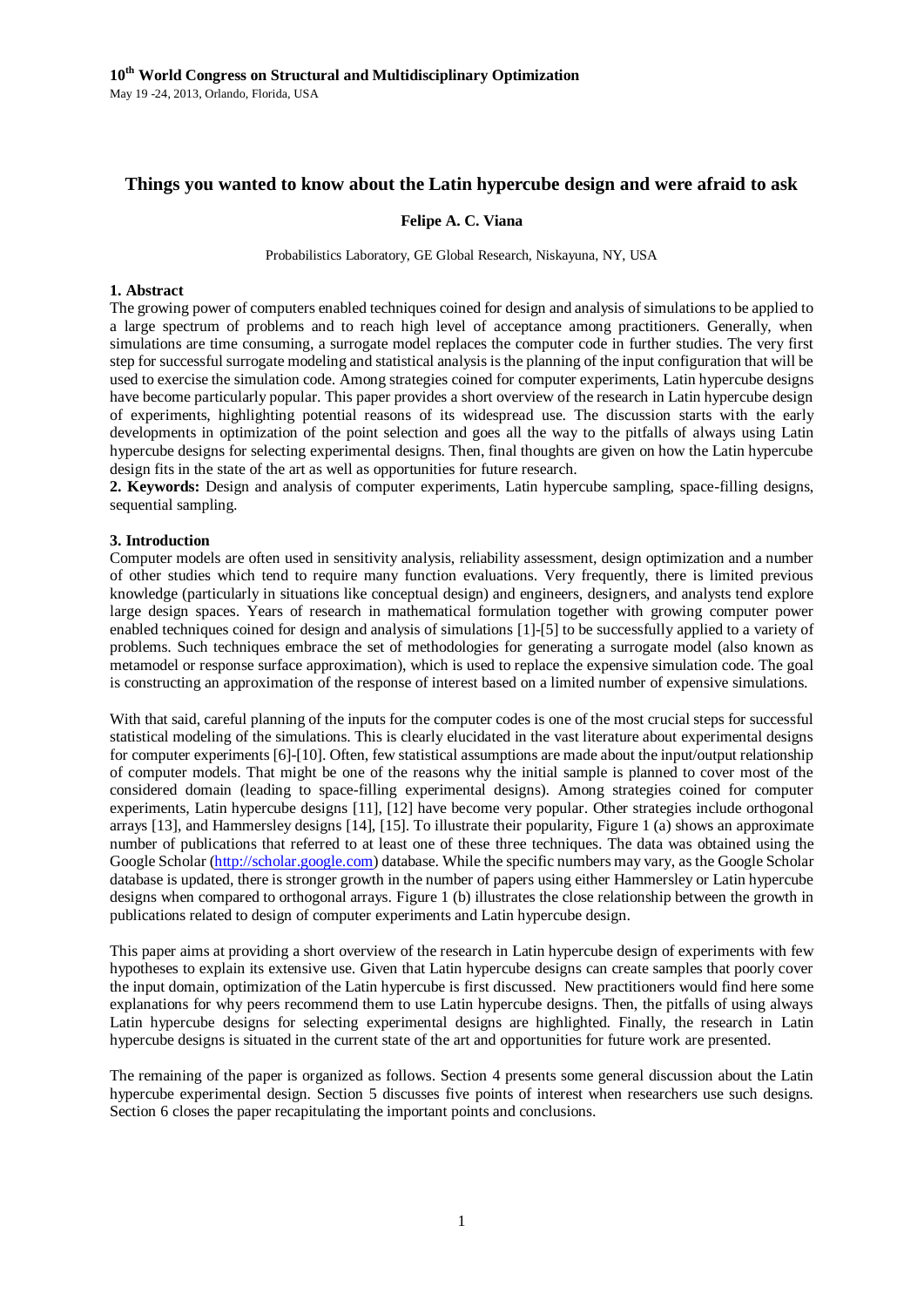**10th World Congress on Structural and Multidisciplinary Optimization**
May 19 -24, 2013, Orlando, Florida, USA

# Things you wanted to know about the Latin hypercube design and were afraid to ask

**Felipe A. C. Viana**

Probabilistics Laboratory, GE Global Research, Niskayuna, NY, USA

## 1. Abstract

The growing power of computers enabled techniques coined for design and analysis of simulations to be applied to a large spectrum of problems and to reach high level of acceptance among practitioners. Generally, when simulations are time consuming, a surrogate model replaces the computer code in further studies. The very first step for successful surrogate modeling and statistical analysis is the planning of the input configuration that will be used to exercise the simulation code. Among strategies coined for computer experiments, Latin hypercube designs have become particularly popular. This paper provides a short overview of the research in Latin hypercube design of experiments, highlighting potential reasons of its widespread use. The discussion starts with the early developments in optimization of the point selection and goes all the way to the pitfalls of always using Latin hypercube designs for selecting experimental designs. Then, final thoughts are given on how the Latin hypercube design fits in the state of the art as well as opportunities for future research.

**2. Keywords:** Design and analysis of computer experiments, Latin hypercube sampling, space-filling designs, sequential sampling.

## 3. Introduction

Computer models are often used in sensitivity analysis, reliability assessment, design optimization and a number of other studies which tend to require many function evaluations. Very frequently, there is limited previous knowledge (particularly in situations like conceptual design) and engineers, designers, and analysts tend explore large design spaces. Years of research in mathematical formulation together with growing computer power enabled techniques coined for design and analysis of simulations [1]-[5] to be successfully applied to a variety of problems. Such techniques embrace the set of methodologies for generating a surrogate model (also known as metamodel or response surface approximation), which is used to replace the expensive simulation code. The goal is constructing an approximation of the response of interest based on a limited number of expensive simulations.

With that said, careful planning of the inputs for the computer codes is one of the most crucial steps for successful statistical modeling of the simulations. This is clearly elucidated in the vast literature about experimental designs for computer experiments [6]-[10]. Often, few statistical assumptions are made about the input/output relationship of computer models. That might be one of the reasons why the initial sample is planned to cover most of the considered domain (leading to space-filling experimental designs). Among strategies coined for computer experiments, Latin hypercube designs [11], [12] have become very popular. Other strategies include orthogonal arrays [13], and Hammersley designs [14], [15]. To illustrate their popularity, Figure 1 (a) shows an approximate number of publications that referred to at least one of these three techniques. The data was obtained using the Google Scholar (http://scholar.google.com) database. While the specific numbers may vary, as the Google Scholar database is updated, there is stronger growth in the number of papers using either Hammersley or Latin hypercube designs when compared to orthogonal arrays. Figure 1 (b) illustrates the close relationship between the growth in publications related to design of computer experiments and Latin hypercube design.

This paper aims at providing a short overview of the research in Latin hypercube design of experiments with few hypotheses to explain its extensive use. Given that Latin hypercube designs can create samples that poorly cover the input domain, optimization of the Latin hypercube is first discussed. New practitioners would find here some explanations for why peers recommend them to use Latin hypercube designs. Then, the pitfalls of using always Latin hypercube designs for selecting experimental designs are highlighted. Finally, the research in Latin hypercube designs is situated in the current state of the art and opportunities for future work are presented.

The remaining of the paper is organized as follows. Section 4 presents some general discussion about the Latin hypercube experimental design. Section 5 discusses five points of interest when researchers use such designs. Section 6 closes the paper recapitulating the important points and conclusions.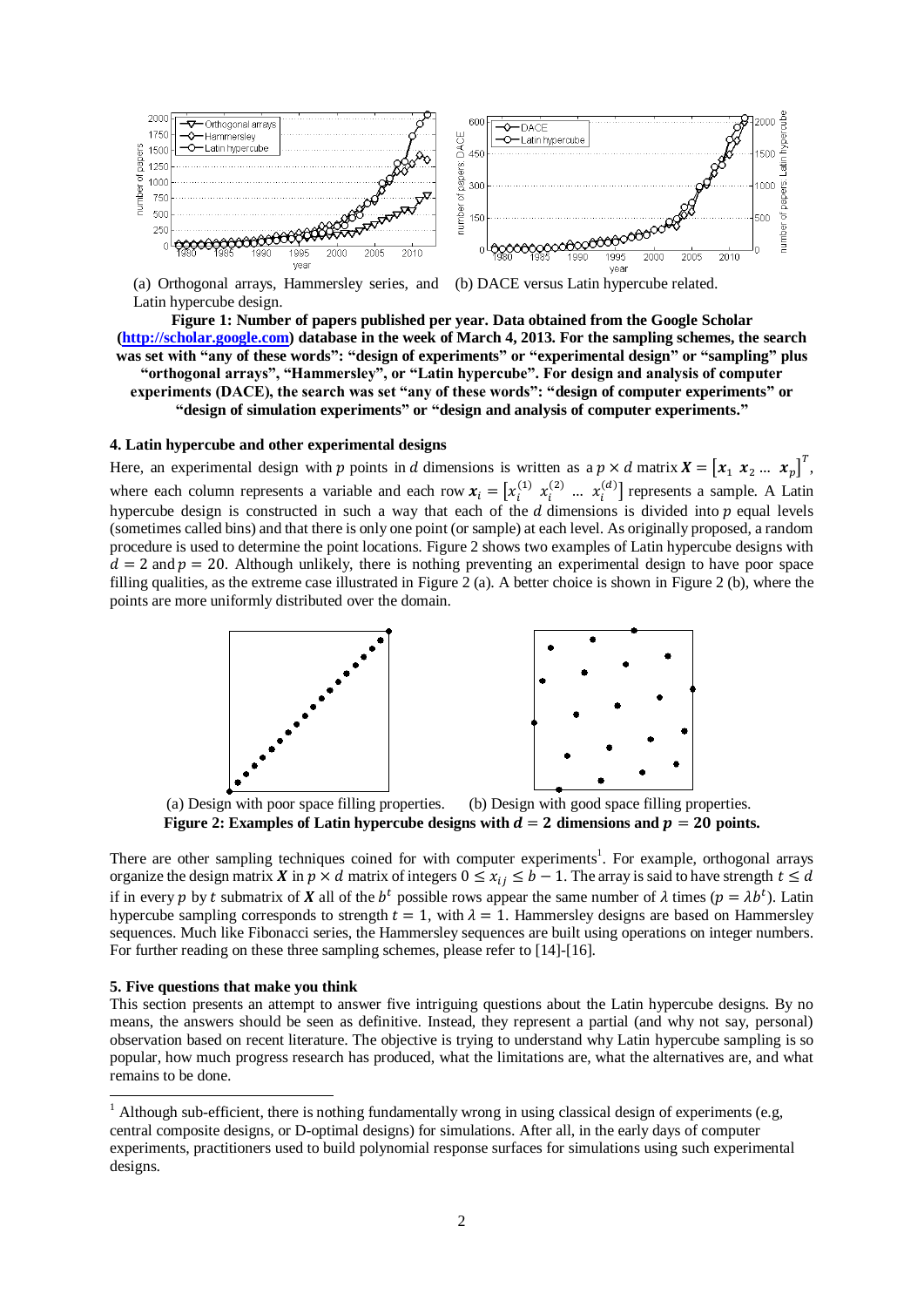(a) Orthogonal arrays, Hammersley series, and Latin hypercube design.

(b) DACE versus Latin hypercube related.

**Figure 1: Number of papers published per year. Data obtained from the Google Scholar (http://scholar.google.com) database in the week of March 4, 2013. For the sampling schemes, the search was set with "any of these words": "design of experiments" or "experimental design" or "sampling" plus "orthogonal arrays", "Hammersley", or "Latin hypercube". For design and analysis of computer experiments (DACE), the search was set "any of these words": "design of computer experiments" or "design of simulation experiments" or "design and analysis of computer experiments."**

#### 4. Latin hypercube and other experimental designs

Here, an experimental design with $p$ points in $d$ dimensions is written as a $p \times d$ matrix $\boldsymbol{X} = [\boldsymbol{x}_1 \; \boldsymbol{x}_2 \ldots \; \boldsymbol{x}_p]^T$, where each column represents a variable and each row $\boldsymbol{x}_i = [x_i^{(1)} \; x_i^{(2)} \; \ldots \; x_i^{(d)}]$ represents a sample. A Latin hypercube design is constructed in such a way that each of the $d$ dimensions is divided into $p$ equal levels (sometimes called bins) and that there is only one point (or sample) at each level. As originally proposed, a random procedure is used to determine the point locations. Figure 2 shows two examples of Latin hypercube designs with $d = 2$ and $p = 20$. Although unlikely, there is nothing preventing an experimental design to have poor space filling qualities, as the extreme case illustrated in Figure 2 (a). A better choice is shown in Figure 2 (b), where the points are more uniformly distributed over the domain.

(a) Design with poor space filling properties.

(b) Design with good space filling properties.

**Figure 2: Examples of Latin hypercube designs with $d = 2$ dimensions and $p = 20$ points.**

There are other sampling techniques coined for with computer experiments[1]. For example, orthogonal arrays organize the design matrix $\boldsymbol{X}$ in $p \times d$ matrix of integers $0 \leq x_{ij} \leq b - 1$. The array is said to have strength $t \leq d$ if in every $p$ by $t$ submatrix of $\boldsymbol{X}$ all of the $b^t$ possible rows appear the same number of $\lambda$ times ($p = \lambda b^t$). Latin hypercube sampling corresponds to strength $t = 1$, with $\lambda = 1$. Hammersley designs are based on Hammersley sequences. Much like Fibonacci series, the Hammersley sequences are built using operations on integer numbers. For further reading on these three sampling schemes, please refer to [14]-[16].

#### 5. Five questions that make you think

This section presents an attempt to answer five intriguing questions about the Latin hypercube designs. By no means, the answers should be seen as definitive. Instead, they represent a partial (and why not say, personal) observation based on recent literature. The objective is trying to understand why Latin hypercube sampling is so popular, how much progress research has produced, what the limitations are, what the alternatives are, and what remains to be done.

[1] Although sub-efficient, there is nothing fundamentally wrong in using classical design of experiments (e.g, central composite designs, or D-optimal designs) for simulations. After all, in the early days of computer experiments, practitioners used to build polynomial response surfaces for simulations using such experimental designs.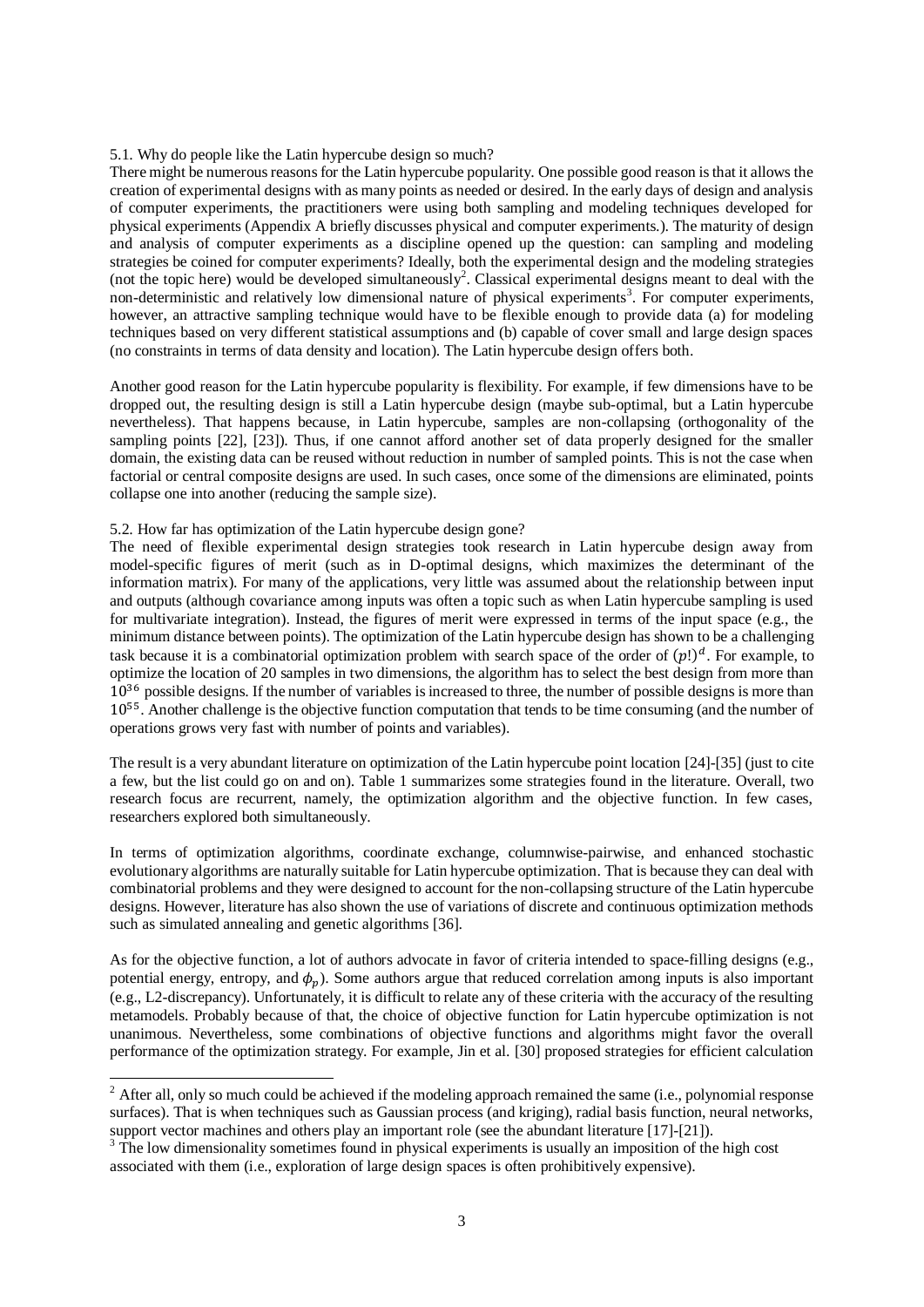### 5.1. Why do people like the Latin hypercube design so much?

There might be numerous reasons for the Latin hypercube popularity. One possible good reason is that it allows the creation of experimental designs with as many points as needed or desired. In the early days of design and analysis of computer experiments, the practitioners were using both sampling and modeling techniques developed for physical experiments (Appendix A briefly discusses physical and computer experiments.). The maturity of design and analysis of computer experiments as a discipline opened up the question: can sampling and modeling strategies be coined for computer experiments? Ideally, both the experimental design and the modeling strategies (not the topic here) would be developed simultaneously[2]. Classical experimental designs meant to deal with the non-deterministic and relatively low dimensional nature of physical experiments[3]. For computer experiments, however, an attractive sampling technique would have to be flexible enough to provide data (a) for modeling techniques based on very different statistical assumptions and (b) capable of cover small and large design spaces (no constraints in terms of data density and location). The Latin hypercube design offers both.

Another good reason for the Latin hypercube popularity is flexibility. For example, if few dimensions have to be dropped out, the resulting design is still a Latin hypercube design (maybe sub-optimal, but a Latin hypercube nevertheless). That happens because, in Latin hypercube, samples are non-collapsing (orthogonality of the sampling points [22], [23]). Thus, if one cannot afford another set of data properly designed for the smaller domain, the existing data can be reused without reduction in number of sampled points. This is not the case when factorial or central composite designs are used. In such cases, once some of the dimensions are eliminated, points collapse one into another (reducing the sample size).

### 5.2. How far has optimization of the Latin hypercube design gone?

The need of flexible experimental design strategies took research in Latin hypercube design away from model-specific figures of merit (such as in D-optimal designs, which maximizes the determinant of the information matrix). For many of the applications, very little was assumed about the relationship between input and outputs (although covariance among inputs was often a topic such as when Latin hypercube sampling is used for multivariate integration). Instead, the figures of merit were expressed in terms of the input space (e.g., the minimum distance between points). The optimization of the Latin hypercube design has shown to be a challenging task because it is a combinatorial optimization problem with search space of the order of $(p!)^d$. For example, to optimize the location of 20 samples in two dimensions, the algorithm has to select the best design from more than $10^{36}$ possible designs. If the number of variables is increased to three, the number of possible designs is more than $10^{55}$. Another challenge is the objective function computation that tends to be time consuming (and the number of operations grows very fast with number of points and variables).

The result is a very abundant literature on optimization of the Latin hypercube point location [24]-[35] (just to cite a few, but the list could go on and on). Table 1 summarizes some strategies found in the literature. Overall, two research focus are recurrent, namely, the optimization algorithm and the objective function. In few cases, researchers explored both simultaneously.

In terms of optimization algorithms, coordinate exchange, columnwise-pairwise, and enhanced stochastic evolutionary algorithms are naturally suitable for Latin hypercube optimization. That is because they can deal with combinatorial problems and they were designed to account for the non-collapsing structure of the Latin hypercube designs. However, literature has also shown the use of variations of discrete and continuous optimization methods such as simulated annealing and genetic algorithms [36].

As for the objective function, a lot of authors advocate in favor of criteria intended to space-filling designs (e.g., potential energy, entropy, and $\phi_p$). Some authors argue that reduced correlation among inputs is also important (e.g., L2-discrepancy). Unfortunately, it is difficult to relate any of these criteria with the accuracy of the resulting metamodels. Probably because of that, the choice of objective function for Latin hypercube optimization is not unanimous. Nevertheless, some combinations of objective functions and algorithms might favor the overall performance of the optimization strategy. For example, Jin et al. [30] proposed strategies for efficient calculation

---

[2] After all, only so much could be achieved if the modeling approach remained the same (i.e., polynomial response surfaces). That is when techniques such as Gaussian process (and kriging), radial basis function, neural networks, support vector machines and others play an important role (see the abundant literature [17]-[21]).

[3] The low dimensionality sometimes found in physical experiments is usually an imposition of the high cost associated with them (i.e., exploration of large design spaces is often prohibitively expensive).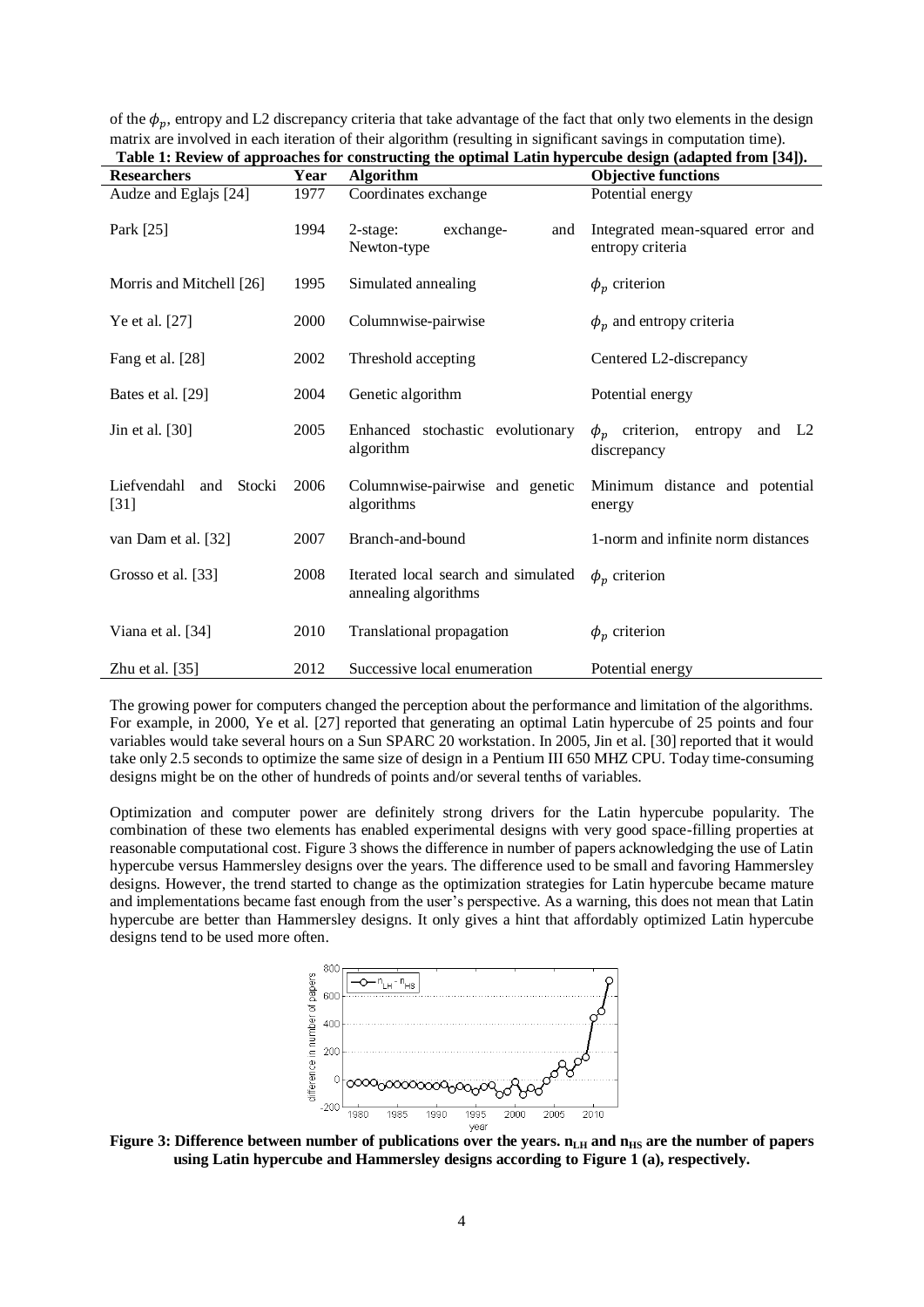of the $\phi_p$, entropy and L2 discrepancy criteria that take advantage of the fact that only two elements in the design matrix are involved in each iteration of their algorithm (resulting in significant savings in computation time).

**Table 1: Review of approaches for constructing the optimal Latin hypercube design (adapted from [34]).**

| Researchers | Year | Algorithm | Objective functions |
|---|---|---|---|
| Audze and Eglajs [24] | 1977 | Coordinates exchange | Potential energy |
| Park [25] | 1994 | 2-stage: exchange- and Newton-type | Integrated mean-squared error and entropy criteria |
| Morris and Mitchell [26] | 1995 | Simulated annealing | $\phi_p$ criterion |
| Ye et al. [27] | 2000 | Columnwise-pairwise | $\phi_p$ and entropy criteria |
| Fang et al. [28] | 2002 | Threshold accepting | Centered L2-discrepancy |
| Bates et al. [29] | 2004 | Genetic algorithm | Potential energy |
| Jin et al. [30] | 2005 | Enhanced stochastic evolutionary algorithm | $\phi_p$ criterion, entropy and L2 discrepancy |
| Liefvendahl and Stocki [31] | 2006 | Columnwise-pairwise and genetic algorithms | Minimum distance and potential energy |
| van Dam et al. [32] | 2007 | Branch-and-bound | 1-norm and infinite norm distances |
| Grosso et al. [33] | 2008 | Iterated local search and simulated annealing algorithms | $\phi_p$ criterion |
| Viana et al. [34] | 2010 | Translational propagation | $\phi_p$ criterion |
| Zhu et al. [35] | 2012 | Successive local enumeration | Potential energy |

The growing power for computers changed the perception about the performance and limitation of the algorithms. For example, in 2000, Ye et al. [27] reported that generating an optimal Latin hypercube of 25 points and four variables would take several hours on a Sun SPARC 20 workstation. In 2005, Jin et al. [30] reported that it would take only 2.5 seconds to optimize the same size of design in a Pentium III 650 MHZ CPU. Today time-consuming designs might be on the other of hundreds of points and/or several tenths of variables.

Optimization and computer power are definitely strong drivers for the Latin hypercube popularity. The combination of these two elements has enabled experimental designs with very good space-filling properties at reasonable computational cost. Figure 3 shows the difference in number of papers acknowledging the use of Latin hypercube versus Hammersley designs over the years. The difference used to be small and favoring Hammersley designs. However, the trend started to change as the optimization strategies for Latin hypercube became mature and implementations became fast enough from the user's perspective. As a warning, this does not mean that Latin hypercube are better than Hammersley designs. It only gives a hint that affordably optimized Latin hypercube designs tend to be used more often.

**Figure 3: Difference between number of publications over the years. $n_{LH}$ and $n_{HS}$ are the number of papers using Latin hypercube and Hammersley designs according to Figure 1 (a), respectively.**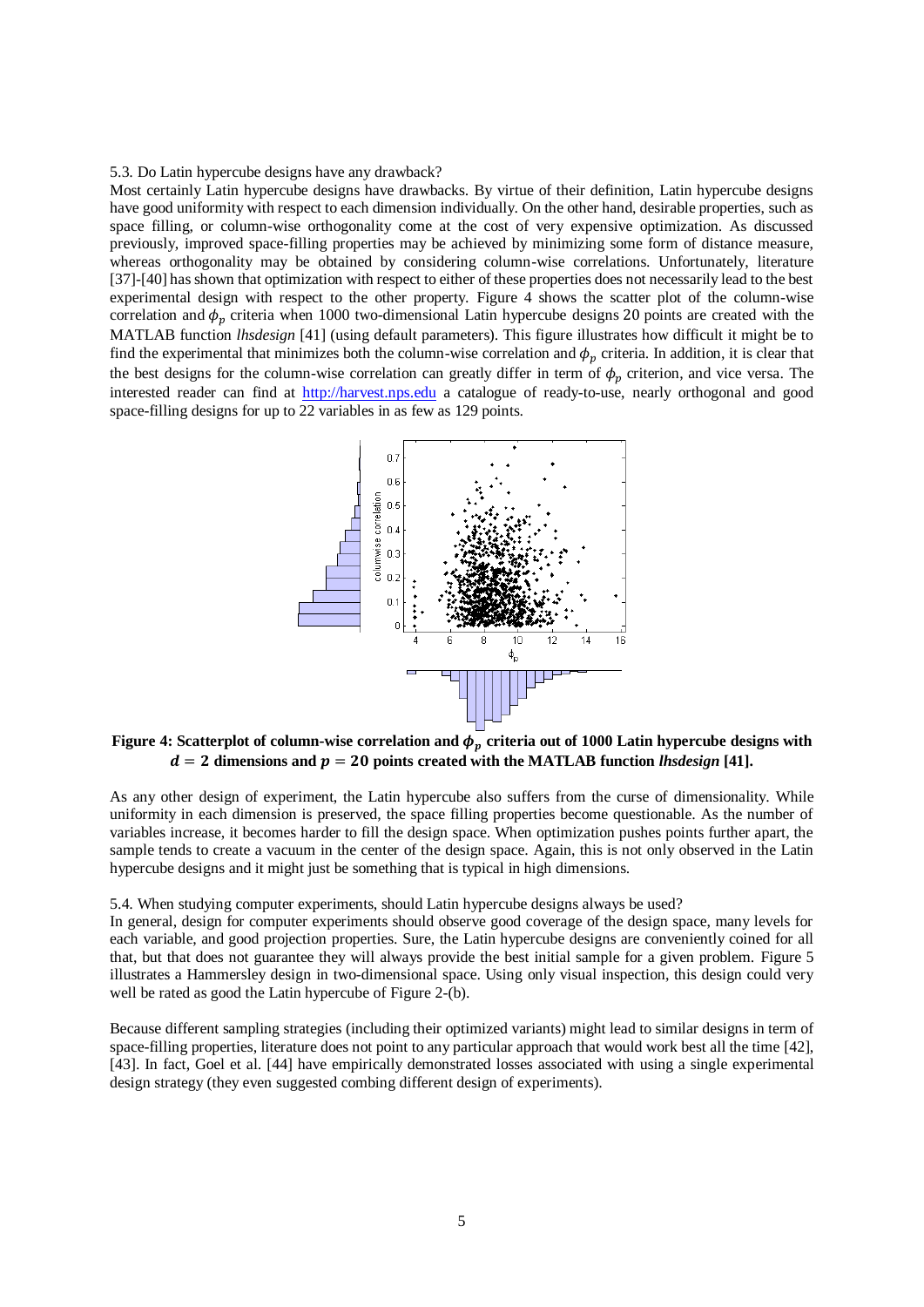5.3. Do Latin hypercube designs have any drawback?

Most certainly Latin hypercube designs have drawbacks. By virtue of their definition, Latin hypercube designs have good uniformity with respect to each dimension individually. On the other hand, desirable properties, such as space filling, or column-wise orthogonality come at the cost of very expensive optimization. As discussed previously, improved space-filling properties may be achieved by minimizing some form of distance measure, whereas orthogonality may be obtained by considering column-wise correlations. Unfortunately, literature [37]-[40] has shown that optimization with respect to either of these properties does not necessarily lead to the best experimental design with respect to the other property. Figure 4 shows the scatter plot of the column-wise correlation and $\phi_p$ criteria when 1000 two-dimensional Latin hypercube designs 20 points are created with the MATLAB function *lhsdesign* [41] (using default parameters). This figure illustrates how difficult it might be to find the experimental that minimizes both the column-wise correlation and $\phi_p$ criteria. In addition, it is clear that the best designs for the column-wise correlation can greatly differ in term of $\phi_p$ criterion, and vice versa. The interested reader can find at http://harvest.nps.edu a catalogue of ready-to-use, nearly orthogonal and good space-filling designs for up to 22 variables in as few as 129 points.

**Figure 4: Scatterplot of column-wise correlation and $\phi_p$ criteria out of 1000 Latin hypercube designs with $d = 2$ dimensions and $p = 20$ points created with the MATLAB function *lhsdesign* [41].**

As any other design of experiment, the Latin hypercube also suffers from the curse of dimensionality. While uniformity in each dimension is preserved, the space filling properties become questionable. As the number of variables increase, it becomes harder to fill the design space. When optimization pushes points further apart, the sample tends to create a vacuum in the center of the design space. Again, this is not only observed in the Latin hypercube designs and it might just be something that is typical in high dimensions.

5.4. When studying computer experiments, should Latin hypercube designs always be used?

In general, design for computer experiments should observe good coverage of the design space, many levels for each variable, and good projection properties. Sure, the Latin hypercube designs are conveniently coined for all that, but that does not guarantee they will always provide the best initial sample for a given problem. Figure 5 illustrates a Hammersley design in two-dimensional space. Using only visual inspection, this design could very well be rated as good the Latin hypercube of Figure 2-(b).

Because different sampling strategies (including their optimized variants) might lead to similar designs in term of space-filling properties, literature does not point to any particular approach that would work best all the time [42], [43]. In fact, Goel et al. [44] have empirically demonstrated losses associated with using a single experimental design strategy (they even suggested combing different design of experiments).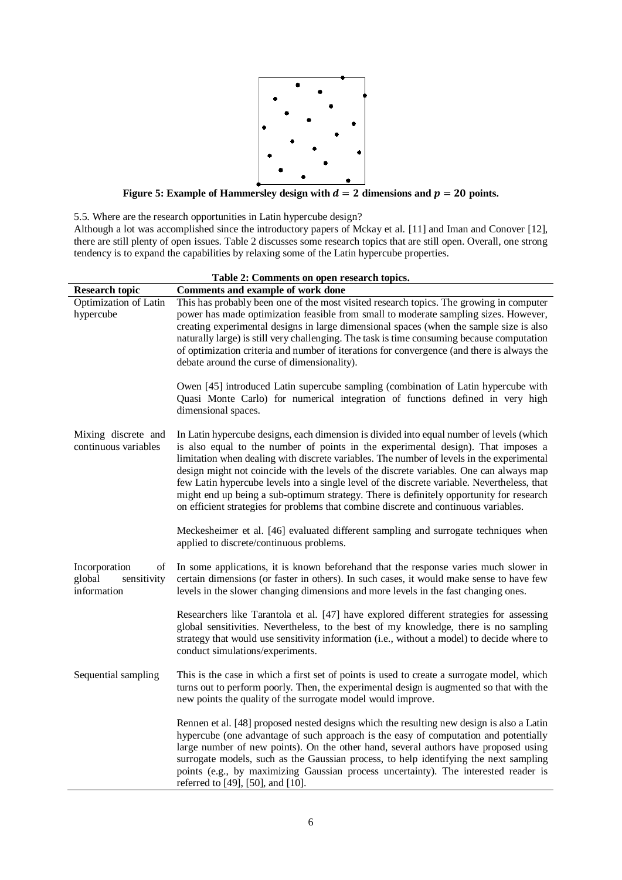**Figure 5: Example of Hammersley design with $d = 2$ dimensions and $p = 20$ points.**

5.5. Where are the research opportunities in Latin hypercube design?

Although a lot was accomplished since the introductory papers of Mckay et al. [11] and Iman and Conover [12], there are still plenty of open issues. Table 2 discusses some research topics that are still open. Overall, one strong tendency is to expand the capabilities by relaxing some of the Latin hypercube properties.

**Table 2: Comments on open research topics.**

| Research topic | Comments and example of work done |
|---|---|
| Optimization of Latin hypercube | This has probably been one of the most visited research topics. The growing in computer power has made optimization feasible from small to moderate sampling sizes. However, creating experimental designs in large dimensional spaces (when the sample size is also naturally large) is still very challenging. The task is time consuming because computation of optimization criteria and number of iterations for convergence (and there is always the debate around the curse of dimensionality).<br><br>Owen [45] introduced Latin supercube sampling (combination of Latin hypercube with Quasi Monte Carlo) for numerical integration of functions defined in very high dimensional spaces. |
| Mixing discrete and continuous variables | In Latin hypercube designs, each dimension is divided into equal number of levels (which is also equal to the number of points in the experimental design). That imposes a limitation when dealing with discrete variables. The number of levels in the experimental design might not coincide with the levels of the discrete variables. One can always map few Latin hypercube levels into a single level of the discrete variable. Nevertheless, that might end up being a sub-optimum strategy. There is definitely opportunity for research on efficient strategies for problems that combine discrete and continuous variables.<br><br>Meckesheimer et al. [46] evaluated different sampling and surrogate techniques when applied to discrete/continuous problems. |
| Incorporation of global sensitivity information | In some applications, it is known beforehand that the response varies much slower in certain dimensions (or faster in others). In such cases, it would make sense to have few levels in the slower changing dimensions and more levels in the fast changing ones.<br><br>Researchers like Tarantola et al. [47] have explored different strategies for assessing global sensitivities. Nevertheless, to the best of my knowledge, there is no sampling strategy that would use sensitivity information (i.e., without a model) to decide where to conduct simulations/experiments. |
| Sequential sampling | This is the case in which a first set of points is used to create a surrogate model, which turns out to perform poorly. Then, the experimental design is augmented so that with the new points the quality of the surrogate model would improve.<br><br>Rennen et al. [48] proposed nested designs which the resulting new design is also a Latin hypercube (one advantage of such approach is the easy of computation and potentially large number of new points). On the other hand, several authors have proposed using surrogate models, such as the Gaussian process, to help identifying the next sampling points (e.g., by maximizing Gaussian process uncertainty). The interested reader is referred to [49], [50], and [10]. |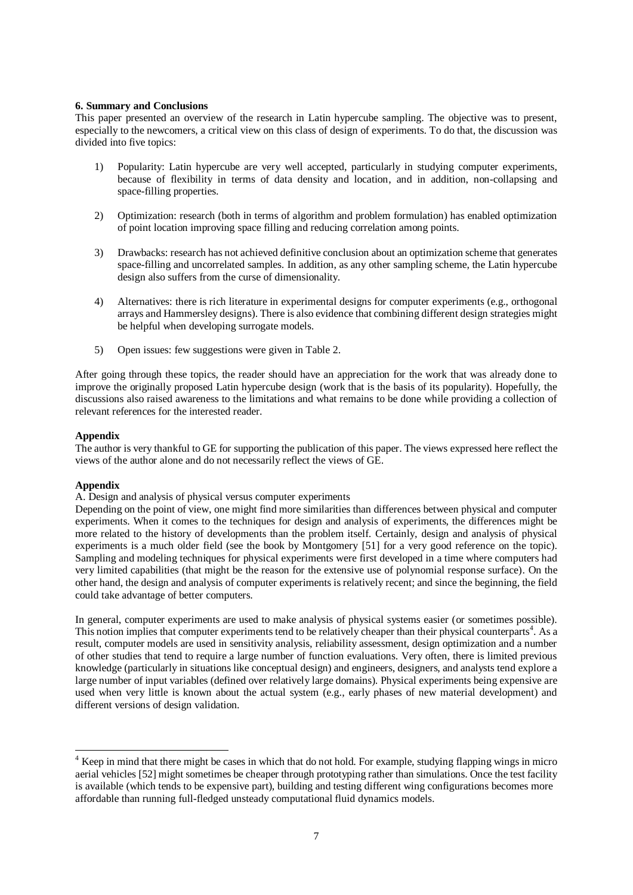**6. Summary and Conclusions**

This paper presented an overview of the research in Latin hypercube sampling. The objective was to present, especially to the newcomers, a critical view on this class of design of experiments. To do that, the discussion was divided into five topics:

1) Popularity: Latin hypercube are very well accepted, particularly in studying computer experiments, because of flexibility in terms of data density and location, and in addition, non-collapsing and space-filling properties.

2) Optimization: research (both in terms of algorithm and problem formulation) has enabled optimization of point location improving space filling and reducing correlation among points.

3) Drawbacks: research has not achieved definitive conclusion about an optimization scheme that generates space-filling and uncorrelated samples. In addition, as any other sampling scheme, the Latin hypercube design also suffers from the curse of dimensionality.

4) Alternatives: there is rich literature in experimental designs for computer experiments (e.g., orthogonal arrays and Hammersley designs). There is also evidence that combining different design strategies might be helpful when developing surrogate models.

5) Open issues: few suggestions were given in Table 2.

After going through these topics, the reader should have an appreciation for the work that was already done to improve the originally proposed Latin hypercube design (work that is the basis of its popularity). Hopefully, the discussions also raised awareness to the limitations and what remains to be done while providing a collection of relevant references for the interested reader.

**Appendix**

The author is very thankful to GE for supporting the publication of this paper. The views expressed here reflect the views of the author alone and do not necessarily reflect the views of GE.

**Appendix**

A. Design and analysis of physical versus computer experiments

Depending on the point of view, one might find more similarities than differences between physical and computer experiments. When it comes to the techniques for design and analysis of experiments, the differences might be more related to the history of developments than the problem itself. Certainly, design and analysis of physical experiments is a much older field (see the book by Montgomery [51] for a very good reference on the topic). Sampling and modeling techniques for physical experiments were first developed in a time where computers had very limited capabilities (that might be the reason for the extensive use of polynomial response surface). On the other hand, the design and analysis of computer experiments is relatively recent; and since the beginning, the field could take advantage of better computers.

In general, computer experiments are used to make analysis of physical systems easier (or sometimes possible). This notion implies that computer experiments tend to be relatively cheaper than their physical counterparts[4]. As a result, computer models are used in sensitivity analysis, reliability assessment, design optimization and a number of other studies that tend to require a large number of function evaluations. Very often, there is limited previous knowledge (particularly in situations like conceptual design) and engineers, designers, and analysts tend explore a large number of input variables (defined over relatively large domains). Physical experiments being expensive are used when very little is known about the actual system (e.g., early phases of new material development) and different versions of design validation.

[4] Keep in mind that there might be cases in which that do not hold. For example, studying flapping wings in micro aerial vehicles [52] might sometimes be cheaper through prototyping rather than simulations. Once the test facility is available (which tends to be expensive part), building and testing different wing configurations becomes more affordable than running full-fledged unsteady computational fluid dynamics models.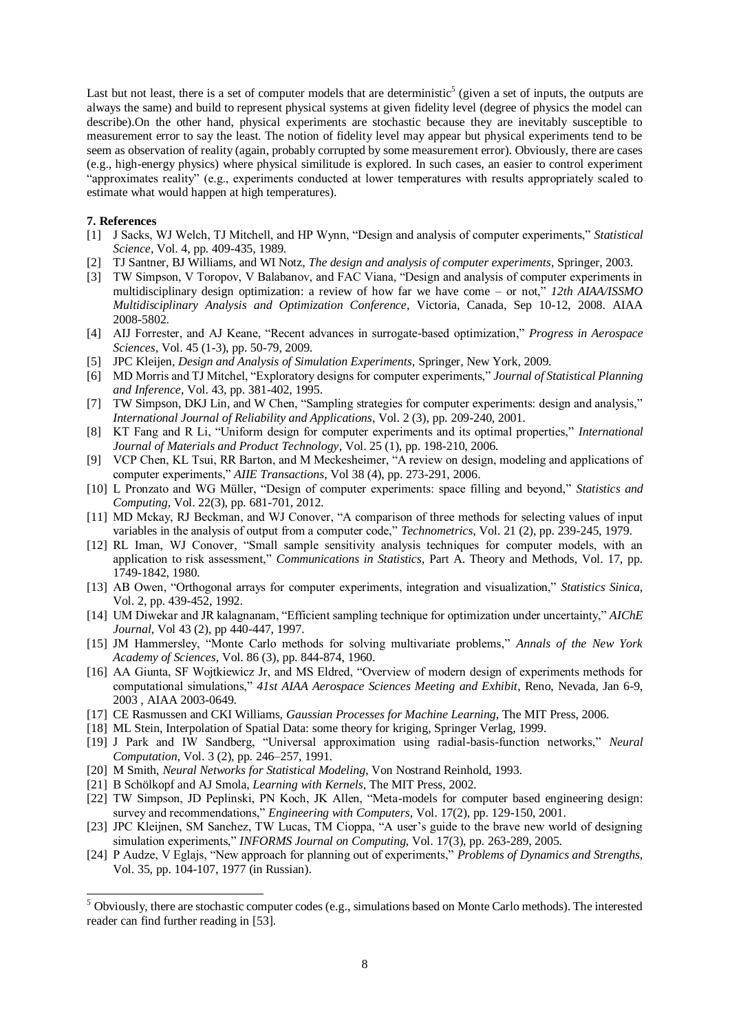Last but not least, there is a set of computer models that are deterministic[5] (given a set of inputs, the outputs are always the same) and build to represent physical systems at given fidelity level (degree of physics the model can describe).On the other hand, physical experiments are stochastic because they are inevitably susceptible to measurement error to say the least. The notion of fidelity level may appear but physical experiments tend to be seem as observation of reality (again, probably corrupted by some measurement error). Obviously, there are cases (e.g., high-energy physics) where physical similitude is explored. In such cases, an easier to control experiment "approximates reality" (e.g., experiments conducted at lower temperatures with results appropriately scaled to estimate what would happen at high temperatures).

**7. References**

[1] J Sacks, WJ Welch, TJ Mitchell, and HP Wynn, "Design and analysis of computer experiments," *Statistical Science*, Vol. 4, pp. 409-435, 1989.

[2] TJ Santner, BJ Williams, and WI Notz, *The design and analysis of computer experiments*, Springer, 2003.

[3] TW Simpson, V Toropov, V Balabanov, and FAC Viana, "Design and analysis of computer experiments in multidisciplinary design optimization: a review of how far we have come – or not," *12th AIAA/ISSMO Multidisciplinary Analysis and Optimization Conference*, Victoria, Canada, Sep 10-12, 2008. AIAA 2008-5802.

[4] AIJ Forrester, and AJ Keane, "Recent advances in surrogate-based optimization," *Progress in Aerospace Sciences*, Vol. 45 (1-3), pp. 50-79, 2009.

[5] JPC Kleijen, *Design and Analysis of Simulation Experiments*, Springer, New York, 2009.

[6] MD Morris and TJ Mitchel, "Exploratory designs for computer experiments," *Journal of Statistical Planning and Inference*, Vol. 43, pp. 381-402, 1995.

[7] TW Simpson, DKJ Lin, and W Chen, "Sampling strategies for computer experiments: design and analysis," *International Journal of Reliability and Applications*, Vol. 2 (3), pp. 209-240, 2001.

[8] KT Fang and R Li, "Uniform design for computer experiments and its optimal properties," *International Journal of Materials and Product Technology*, Vol. 25 (1), pp. 198-210, 2006.

[9] VCP Chen, KL Tsui, RR Barton, and M Meckesheimer, "A review on design, modeling and applications of computer experiments," *AIIE Transactions*, Vol 38 (4), pp. 273-291, 2006.

[10] L Pronzato and WG Müller, "Design of computer experiments: space filling and beyond," *Statistics and Computing*, Vol. 22(3), pp. 681-701, 2012.

[11] MD Mckay, RJ Beckman, and WJ Conover, "A comparison of three methods for selecting values of input variables in the analysis of output from a computer code," *Technometrics*, Vol. 21 (2), pp. 239-245, 1979.

[12] RL Iman, WJ Conover, "Small sample sensitivity analysis techniques for computer models, with an application to risk assessment," *Communications in Statistics*, Part A. Theory and Methods, Vol. 17, pp. 1749-1842, 1980.

[13] AB Owen, "Orthogonal arrays for computer experiments, integration and visualization," *Statistics Sinica*, Vol. 2, pp. 439-452, 1992.

[14] UM Diwekar and JR kalagnanam, "Efficient sampling technique for optimization under uncertainty," *AIChE Journal*, Vol 43 (2), pp 440-447, 1997.

[15] JM Hammersley, "Monte Carlo methods for solving multivariate problems," *Annals of the New York Academy of Sciences*, Vol. 86 (3), pp. 844-874, 1960.

[16] AA Giunta, SF Wojtkiewicz Jr, and MS Eldred, "Overview of modern design of experiments methods for computational simulations," *41st AIAA Aerospace Sciences Meeting and Exhibit*, Reno, Nevada, Jan 6-9, 2003 , AIAA 2003-0649.

[17] CE Rasmussen and CKI Williams, *Gaussian Processes for Machine Learning*, The MIT Press, 2006.

[18] ML Stein, Interpolation of Spatial Data: some theory for kriging, Springer Verlag, 1999.

[19] J Park and IW Sandberg, "Universal approximation using radial-basis-function networks," *Neural Computation*, Vol. 3 (2), pp. 246–257, 1991.

[20] M Smith, *Neural Networks for Statistical Modeling*, Von Nostrand Reinhold, 1993.

[21] B Schölkopf and AJ Smola, *Learning with Kernels*, The MIT Press, 2002.

[22] TW Simpson, JD Peplinski, PN Koch, JK Allen, "Meta-models for computer based engineering design: survey and recommendations," *Engineering with Computers*, Vol. 17(2), pp. 129-150, 2001.

[23] JPC Kleijnen, SM Sanchez, TW Lucas, TM Cioppa, "A user's guide to the brave new world of designing simulation experiments," *INFORMS Journal on Computing*, Vol. 17(3), pp. 263-289, 2005.

[24] P Audze, V Eglajs, "New approach for planning out of experiments," *Problems of Dynamics and Strengths*, Vol. 35, pp. 104-107, 1977 (in Russian).

---

[5] Obviously, there are stochastic computer codes (e.g., simulations based on Monte Carlo methods). The interested reader can find further reading in [53].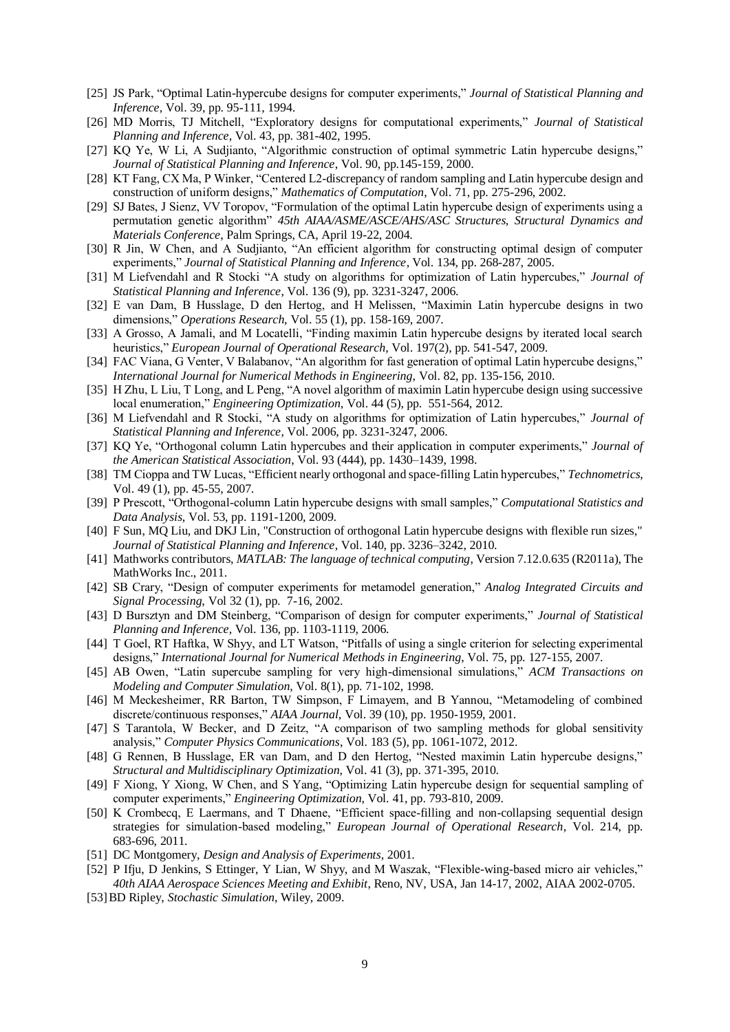[25] JS Park, "Optimal Latin-hypercube designs for computer experiments," *Journal of Statistical Planning and Inference*, Vol. 39, pp. 95-111, 1994.

[26] MD Morris, TJ Mitchell, "Exploratory designs for computational experiments," *Journal of Statistical Planning and Inference*, Vol. 43, pp. 381-402, 1995.

[27] KQ Ye, W Li, A Sudjianto, "Algorithmic construction of optimal symmetric Latin hypercube designs," *Journal of Statistical Planning and Inference*, Vol. 90, pp.145-159, 2000.

[28] KT Fang, CX Ma, P Winker, "Centered L2-discrepancy of random sampling and Latin hypercube design and construction of uniform designs," *Mathematics of Computation*, Vol. 71, pp. 275-296, 2002.

[29] SJ Bates, J Sienz, VV Toropov, "Formulation of the optimal Latin hypercube design of experiments using a permutation genetic algorithm" *45th AIAA/ASME/ASCE/AHS/ASC Structures, Structural Dynamics and Materials Conference*, Palm Springs, CA, April 19-22, 2004.

[30] R Jin, W Chen, and A Sudjianto, "An efficient algorithm for constructing optimal design of computer experiments," *Journal of Statistical Planning and Inference*, Vol. 134, pp. 268-287, 2005.

[31] M Liefvendahl and R Stocki "A study on algorithms for optimization of Latin hypercubes," *Journal of Statistical Planning and Inference*, Vol. 136 (9), pp. 3231-3247, 2006.

[32] E van Dam, B Husslage, D den Hertog, and H Melissen, "Maximin Latin hypercube designs in two dimensions," *Operations Research*, Vol. 55 (1), pp. 158-169, 2007.

[33] A Grosso, A Jamali, and M Locatelli, "Finding maximin Latin hypercube designs by iterated local search heuristics," *European Journal of Operational Research*, Vol. 197(2), pp. 541-547, 2009.

[34] FAC Viana, G Venter, V Balabanov, "An algorithm for fast generation of optimal Latin hypercube designs," *International Journal for Numerical Methods in Engineering*, Vol. 82, pp. 135-156, 2010.

[35] H Zhu, L Liu, T Long, and L Peng, "A novel algorithm of maximin Latin hypercube design using successive local enumeration," *Engineering Optimization*, Vol. 44 (5), pp. 551-564, 2012.

[36] M Liefvendahl and R Stocki, "A study on algorithms for optimization of Latin hypercubes," *Journal of Statistical Planning and Inference*, Vol. 2006, pp. 3231-3247, 2006.

[37] KQ Ye, "Orthogonal column Latin hypercubes and their application in computer experiments," *Journal of the American Statistical Association*, Vol. 93 (444), pp. 1430–1439, 1998.

[38] TM Cioppa and TW Lucas, "Efficient nearly orthogonal and space-filling Latin hypercubes," *Technometrics*, Vol. 49 (1), pp. 45-55, 2007.

[39] P Prescott, "Orthogonal-column Latin hypercube designs with small samples," *Computational Statistics and Data Analysis*, Vol. 53, pp. 1191-1200, 2009.

[40] F Sun, MQ Liu, and DKJ Lin, "Construction of orthogonal Latin hypercube designs with flexible run sizes," *Journal of Statistical Planning and Inference*, Vol. 140, pp. 3236–3242, 2010.

[41] Mathworks contributors, *MATLAB: The language of technical computing*, Version 7.12.0.635 (R2011a), The MathWorks Inc., 2011.

[42] SB Crary, "Design of computer experiments for metamodel generation," *Analog Integrated Circuits and Signal Processing*, Vol 32 (1), pp. 7-16, 2002.

[43] D Bursztyn and DM Steinberg, "Comparison of design for computer experiments," *Journal of Statistical Planning and Inference*, Vol. 136, pp. 1103-1119, 2006.

[44] T Goel, RT Haftka, W Shyy, and LT Watson, "Pitfalls of using a single criterion for selecting experimental designs," *International Journal for Numerical Methods in Engineering*, Vol. 75, pp. 127-155, 2007.

[45] AB Owen, "Latin supercube sampling for very high-dimensional simulations," *ACM Transactions on Modeling and Computer Simulation*, Vol. 8(1), pp. 71-102, 1998.

[46] M Meckesheimer, RR Barton, TW Simpson, F Limayem, and B Yannou, "Metamodeling of combined discrete/continuous responses," *AIAA Journal*, Vol. 39 (10), pp. 1950-1959, 2001.

[47] S Tarantola, W Becker, and D Zeitz, "A comparison of two sampling methods for global sensitivity analysis," *Computer Physics Communications*, Vol. 183 (5), pp. 1061-1072, 2012.

[48] G Rennen, B Husslage, ER van Dam, and D den Hertog, "Nested maximin Latin hypercube designs," *Structural and Multidisciplinary Optimization*, Vol. 41 (3), pp. 371-395, 2010.

[49] F Xiong, Y Xiong, W Chen, and S Yang, "Optimizing Latin hypercube design for sequential sampling of computer experiments," *Engineering Optimization*, Vol. 41, pp. 793-810, 2009.

[50] K Crombecq, E Laermans, and T Dhaene, "Efficient space-filling and non-collapsing sequential design strategies for simulation-based modeling," *European Journal of Operational Research*, Vol. 214, pp. 683-696, 2011.

[51] DC Montgomery, *Design and Analysis of Experiments*, 2001.

[52] P Ifju, D Jenkins, S Ettinger, Y Lian, W Shyy, and M Waszak, "Flexible-wing-based micro air vehicles," *40th AIAA Aerospace Sciences Meeting and Exhibit*, Reno, NV, USA, Jan 14-17, 2002, AIAA 2002-0705.

[53] BD Ripley, *Stochastic Simulation*, Wiley, 2009.